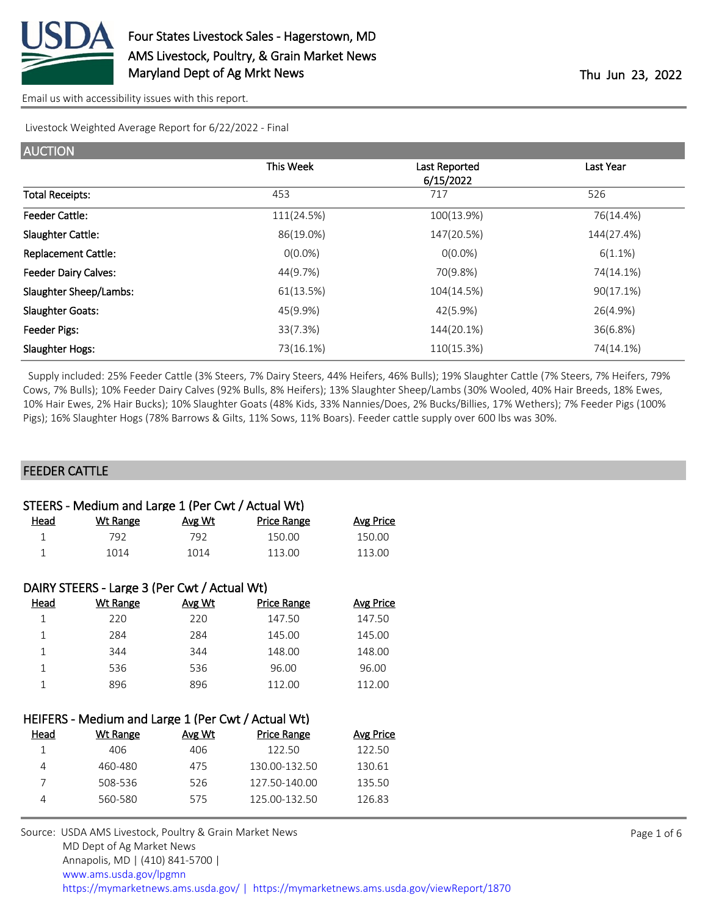# Four States Livestock Sales - Hagerstown, MD

AMS Livestock, Poultry, & Grain Market News
Maryland Dept of Ag Mrkt News

Thu Jun 23, 2022

Email us with accessibility issues with this report.

Livestock Weighted Average Report for 6/22/2022 - Final

## AUCTION

| | This Week | Last Reported 6/15/2022 | Last Year |
|---|---|---|---|
| Total Receipts: | 453 | 717 | 526 |
| Feeder Cattle: | 111(24.5%) | 100(13.9%) | 76(14.4%) |
| Slaughter Cattle: | 86(19.0%) | 147(20.5%) | 144(27.4%) |
| Replacement Cattle: | 0(0.0%) | 0(0.0%) | 6(1.1%) |
| Feeder Dairy Calves: | 44(9.7%) | 70(9.8%) | 74(14.1%) |
| Slaughter Sheep/Lambs: | 61(13.5%) | 104(14.5%) | 90(17.1%) |
| Slaughter Goats: | 45(9.9%) | 42(5.9%) | 26(4.9%) |
| Feeder Pigs: | 33(7.3%) | 144(20.1%) | 36(6.8%) |
| Slaughter Hogs: | 73(16.1%) | 110(15.3%) | 74(14.1%) |

Supply included: 25% Feeder Cattle (3% Steers, 7% Dairy Steers, 44% Heifers, 46% Bulls); 19% Slaughter Cattle (7% Steers, 7% Heifers, 79% Cows, 7% Bulls); 10% Feeder Dairy Calves (92% Bulls, 8% Heifers); 13% Slaughter Sheep/Lambs (30% Wooled, 40% Hair Breeds, 18% Ewes, 10% Hair Ewes, 2% Hair Bucks); 10% Slaughter Goats (48% Kids, 33% Nannies/Does, 2% Bucks/Billies, 17% Wethers); 7% Feeder Pigs (100% Pigs); 16% Slaughter Hogs (78% Barrows & Gilts, 11% Sows, 11% Boars). Feeder cattle supply over 600 lbs was 30%.

## FEEDER CATTLE

### STEERS - Medium and Large 1 (Per Cwt / Actual Wt)

| Head | Wt Range | Avg Wt | Price Range | Avg Price |
|---|---|---|---|---|
| 1 | 792 | 792 | 150.00 | 150.00 |
| 1 | 1014 | 1014 | 113.00 | 113.00 |

### DAIRY STEERS - Large 3 (Per Cwt / Actual Wt)

| Head | Wt Range | Avg Wt | Price Range | Avg Price |
|---|---|---|---|---|
| 1 | 220 | 220 | 147.50 | 147.50 |
| 1 | 284 | 284 | 145.00 | 145.00 |
| 1 | 344 | 344 | 148.00 | 148.00 |
| 1 | 536 | 536 | 96.00 | 96.00 |
| 1 | 896 | 896 | 112.00 | 112.00 |

### HEIFERS - Medium and Large 1 (Per Cwt / Actual Wt)

| Head | Wt Range | Avg Wt | Price Range | Avg Price |
|---|---|---|---|---|
| 1 | 406 | 406 | 122.50 | 122.50 |
| 4 | 460-480 | 475 | 130.00-132.50 | 130.61 |
| 7 | 508-536 | 526 | 127.50-140.00 | 135.50 |
| 4 | 560-580 | 575 | 125.00-132.50 | 126.83 |

Source: USDA AMS Livestock, Poultry & Grain Market News
MD Dept of Ag Market News
Annapolis, MD | (410) 841-5700 |
www.ams.usda.gov/lpgmn
https://mymarketnews.ams.usda.gov/ | https://mymarketnews.ams.usda.gov/viewReport/1870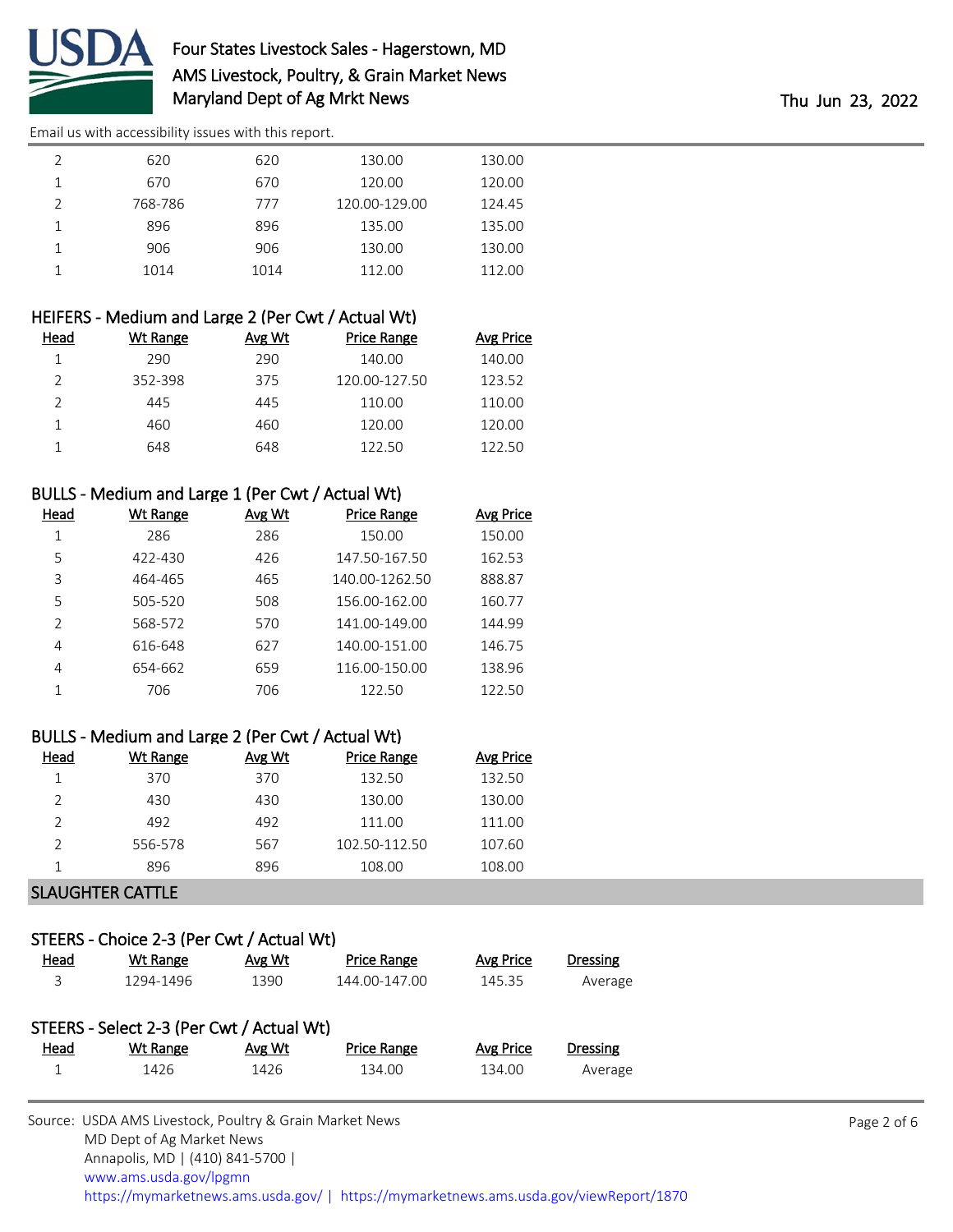| Head | Wt Range | Avg Wt | Price Range | Avg Price |
|---|---|---|---|---|
| 2 | 620 | 620 | 130.00 | 130.00 |
| 1 | 670 | 670 | 120.00 | 120.00 |
| 2 | 768-786 | 777 | 120.00-129.00 | 124.45 |
| 1 | 896 | 896 | 135.00 | 135.00 |
| 1 | 906 | 906 | 130.00 | 130.00 |
| 1 | 1014 | 1014 | 112.00 | 112.00 |

### HEIFERS - Medium and Large 2 (Per Cwt / Actual Wt)

| Head | Wt Range | Avg Wt | Price Range | Avg Price |
|---|---|---|---|---|
| 1 | 290 | 290 | 140.00 | 140.00 |
| 2 | 352-398 | 375 | 120.00-127.50 | 123.52 |
| 2 | 445 | 445 | 110.00 | 110.00 |
| 1 | 460 | 460 | 120.00 | 120.00 |
| 1 | 648 | 648 | 122.50 | 122.50 |

### BULLS - Medium and Large 1 (Per Cwt / Actual Wt)

| Head | Wt Range | Avg Wt | Price Range | Avg Price |
|---|---|---|---|---|
| 1 | 286 | 286 | 150.00 | 150.00 |
| 5 | 422-430 | 426 | 147.50-167.50 | 162.53 |
| 3 | 464-465 | 465 | 140.00-1262.50 | 888.87 |
| 5 | 505-520 | 508 | 156.00-162.00 | 160.77 |
| 2 | 568-572 | 570 | 141.00-149.00 | 144.99 |
| 4 | 616-648 | 627 | 140.00-151.00 | 146.75 |
| 4 | 654-662 | 659 | 116.00-150.00 | 138.96 |
| 1 | 706 | 706 | 122.50 | 122.50 |

### BULLS - Medium and Large 2 (Per Cwt / Actual Wt)

| Head | Wt Range | Avg Wt | Price Range | Avg Price |
|---|---|---|---|---|
| 1 | 370 | 370 | 132.50 | 132.50 |
| 2 | 430 | 430 | 130.00 | 130.00 |
| 2 | 492 | 492 | 111.00 | 111.00 |
| 2 | 556-578 | 567 | 102.50-112.50 | 107.60 |
| 1 | 896 | 896 | 108.00 | 108.00 |

## SLAUGHTER CATTLE

### STEERS - Choice 2-3 (Per Cwt / Actual Wt)

| Head | Wt Range | Avg Wt | Price Range | Avg Price | Dressing |
|---|---|---|---|---|---|
| 3 | 1294-1496 | 1390 | 144.00-147.00 | 145.35 | Average |

### STEERS - Select 2-3 (Per Cwt / Actual Wt)

| Head | Wt Range | Avg Wt | Price Range | Avg Price | Dressing |
|---|---|---|---|---|---|
| 1 | 1426 | 1426 | 134.00 | 134.00 | Average |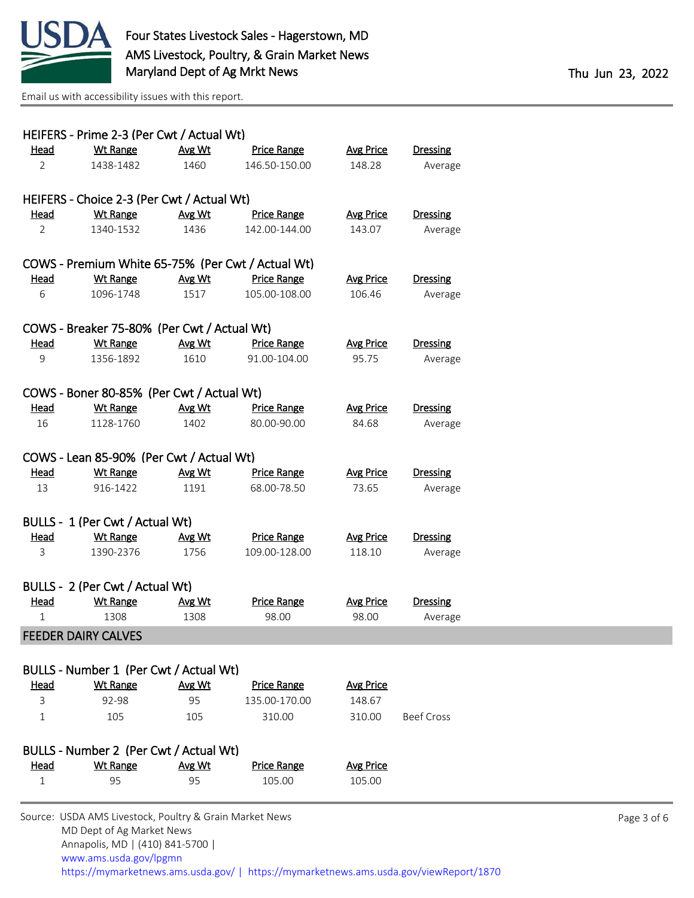Email us with accessibility issues with this report.

### HEIFERS - Prime 2-3 (Per Cwt / Actual Wt)

| Head | Wt Range | Avg Wt | Price Range | Avg Price | Dressing |
|---|---|---|---|---|---|
| 2 | 1438-1482 | 1460 | 146.50-150.00 | 148.28 | Average |

### HEIFERS - Choice 2-3 (Per Cwt / Actual Wt)

| Head | Wt Range | Avg Wt | Price Range | Avg Price | Dressing |
|---|---|---|---|---|---|
| 2 | 1340-1532 | 1436 | 142.00-144.00 | 143.07 | Average |

### COWS - Premium White 65-75% (Per Cwt / Actual Wt)

| Head | Wt Range | Avg Wt | Price Range | Avg Price | Dressing |
|---|---|---|---|---|---|
| 6 | 1096-1748 | 1517 | 105.00-108.00 | 106.46 | Average |

### COWS - Breaker 75-80% (Per Cwt / Actual Wt)

| Head | Wt Range | Avg Wt | Price Range | Avg Price | Dressing |
|---|---|---|---|---|---|
| 9 | 1356-1892 | 1610 | 91.00-104.00 | 95.75 | Average |

### COWS - Boner 80-85% (Per Cwt / Actual Wt)

| Head | Wt Range | Avg Wt | Price Range | Avg Price | Dressing |
|---|---|---|---|---|---|
| 16 | 1128-1760 | 1402 | 80.00-90.00 | 84.68 | Average |

### COWS - Lean 85-90% (Per Cwt / Actual Wt)

| Head | Wt Range | Avg Wt | Price Range | Avg Price | Dressing |
|---|---|---|---|---|---|
| 13 | 916-1422 | 1191 | 68.00-78.50 | 73.65 | Average |

### BULLS - 1 (Per Cwt / Actual Wt)

| Head | Wt Range | Avg Wt | Price Range | Avg Price | Dressing |
|---|---|---|---|---|---|
| 3 | 1390-2376 | 1756 | 109.00-128.00 | 118.10 | Average |

### BULLS - 2 (Per Cwt / Actual Wt)

| Head | Wt Range | Avg Wt | Price Range | Avg Price | Dressing |
|---|---|---|---|---|---|
| 1 | 1308 | 1308 | 98.00 | 98.00 | Average |

## FEEDER DAIRY CALVES

### BULLS - Number 1 (Per Cwt / Actual Wt)

| Head | Wt Range | Avg Wt | Price Range | Avg Price | |
|---|---|---|---|---|---|
| 3 | 92-98 | 95 | 135.00-170.00 | 148.67 | |
| 1 | 105 | 105 | 310.00 | 310.00 | Beef Cross |

### BULLS - Number 2 (Per Cwt / Actual Wt)

| Head | Wt Range | Avg Wt | Price Range | Avg Price |
|---|---|---|---|---|
| 1 | 95 | 95 | 105.00 | 105.00 |

Source: USDA AMS Livestock, Poultry & Grain Market News
MD Dept of Ag Market News
Annapolis, MD | (410) 841-5700 |
www.ams.usda.gov/lpgmn
https://mymarketnews.ams.usda.gov/ | https://mymarketnews.ams.usda.gov/viewReport/1870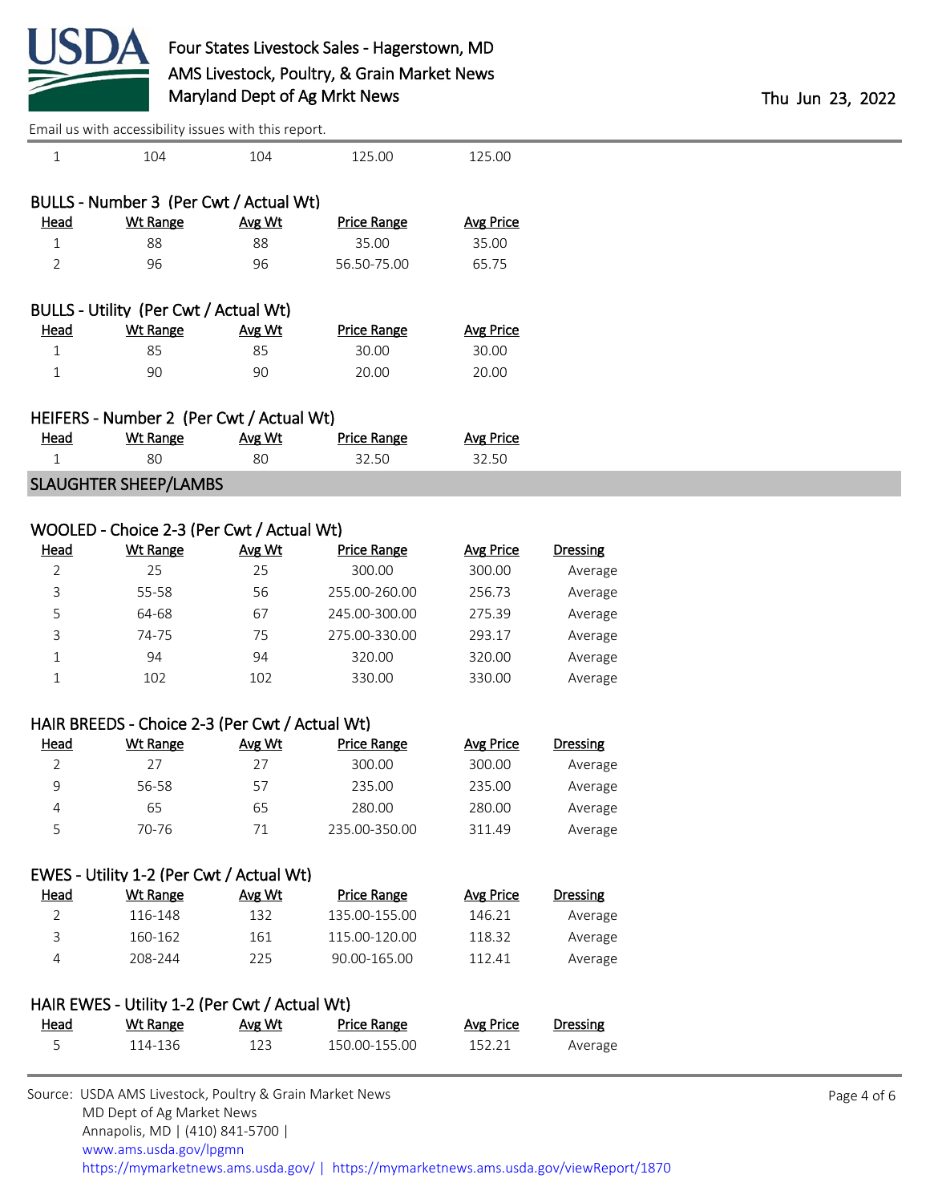| 1 | 104 | 104 | 125.00 | 125.00 |
|---|---|---|---|---|

### BULLS - Number 3 (Per Cwt / Actual Wt)

| Head | Wt Range | Avg Wt | Price Range | Avg Price |
|---|---|---|---|---|
| 1 | 88 | 88 | 35.00 | 35.00 |
| 2 | 96 | 96 | 56.50-75.00 | 65.75 |

### BULLS - Utility (Per Cwt / Actual Wt)

| Head | Wt Range | Avg Wt | Price Range | Avg Price |
|---|---|---|---|---|
| 1 | 85 | 85 | 30.00 | 30.00 |
| 1 | 90 | 90 | 20.00 | 20.00 |

### HEIFERS - Number 2 (Per Cwt / Actual Wt)

| Head | Wt Range | Avg Wt | Price Range | Avg Price |
|---|---|---|---|---|
| 1 | 80 | 80 | 32.50 | 32.50 |

## SLAUGHTER SHEEP/LAMBS

### WOOLED - Choice 2-3 (Per Cwt / Actual Wt)

| Head | Wt Range | Avg Wt | Price Range | Avg Price | Dressing |
|---|---|---|---|---|---|
| 2 | 25 | 25 | 300.00 | 300.00 | Average |
| 3 | 55-58 | 56 | 255.00-260.00 | 256.73 | Average |
| 5 | 64-68 | 67 | 245.00-300.00 | 275.39 | Average |
| 3 | 74-75 | 75 | 275.00-330.00 | 293.17 | Average |
| 1 | 94 | 94 | 320.00 | 320.00 | Average |
| 1 | 102 | 102 | 330.00 | 330.00 | Average |

### HAIR BREEDS - Choice 2-3 (Per Cwt / Actual Wt)

| Head | Wt Range | Avg Wt | Price Range | Avg Price | Dressing |
|---|---|---|---|---|---|
| 2 | 27 | 27 | 300.00 | 300.00 | Average |
| 9 | 56-58 | 57 | 235.00 | 235.00 | Average |
| 4 | 65 | 65 | 280.00 | 280.00 | Average |
| 5 | 70-76 | 71 | 235.00-350.00 | 311.49 | Average |

### EWES - Utility 1-2 (Per Cwt / Actual Wt)

| Head | Wt Range | Avg Wt | Price Range | Avg Price | Dressing |
|---|---|---|---|---|---|
| 2 | 116-148 | 132 | 135.00-155.00 | 146.21 | Average |
| 3 | 160-162 | 161 | 115.00-120.00 | 118.32 | Average |
| 4 | 208-244 | 225 | 90.00-165.00 | 112.41 | Average |

### HAIR EWES - Utility 1-2 (Per Cwt / Actual Wt)

| Head | Wt Range | Avg Wt | Price Range | Avg Price | Dressing |
|---|---|---|---|---|---|
| 5 | 114-136 | 123 | 150.00-155.00 | 152.21 | Average |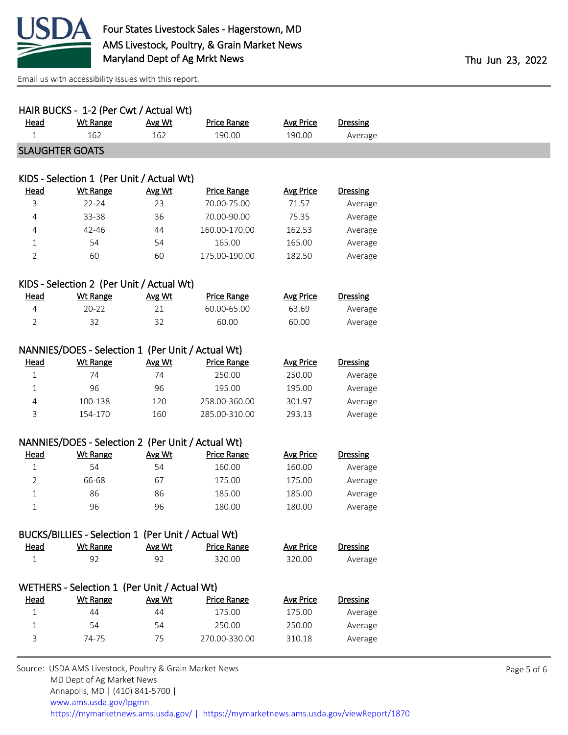### HAIR BUCKS - 1-2 (Per Cwt / Actual Wt)

| Head | Wt Range | Avg Wt | Price Range | Avg Price | Dressing |
|---|---|---|---|---|---|
| 1 | 162 | 162 | 190.00 | 190.00 | Average |

## SLAUGHTER GOATS

### KIDS - Selection 1 (Per Unit / Actual Wt)

| Head | Wt Range | Avg Wt | Price Range | Avg Price | Dressing |
|---|---|---|---|---|---|
| 3 | 22-24 | 23 | 70.00-75.00 | 71.57 | Average |
| 4 | 33-38 | 36 | 70.00-90.00 | 75.35 | Average |
| 4 | 42-46 | 44 | 160.00-170.00 | 162.53 | Average |
| 1 | 54 | 54 | 165.00 | 165.00 | Average |
| 2 | 60 | 60 | 175.00-190.00 | 182.50 | Average |

### KIDS - Selection 2 (Per Unit / Actual Wt)

| Head | Wt Range | Avg Wt | Price Range | Avg Price | Dressing |
|---|---|---|---|---|---|
| 4 | 20-22 | 21 | 60.00-65.00 | 63.69 | Average |
| 2 | 32 | 32 | 60.00 | 60.00 | Average |

### NANNIES/DOES - Selection 1 (Per Unit / Actual Wt)

| Head | Wt Range | Avg Wt | Price Range | Avg Price | Dressing |
|---|---|---|---|---|---|
| 1 | 74 | 74 | 250.00 | 250.00 | Average |
| 1 | 96 | 96 | 195.00 | 195.00 | Average |
| 4 | 100-138 | 120 | 258.00-360.00 | 301.97 | Average |
| 3 | 154-170 | 160 | 285.00-310.00 | 293.13 | Average |

### NANNIES/DOES - Selection 2 (Per Unit / Actual Wt)

| Head | Wt Range | Avg Wt | Price Range | Avg Price | Dressing |
|---|---|---|---|---|---|
| 1 | 54 | 54 | 160.00 | 160.00 | Average |
| 2 | 66-68 | 67 | 175.00 | 175.00 | Average |
| 1 | 86 | 86 | 185.00 | 185.00 | Average |
| 1 | 96 | 96 | 180.00 | 180.00 | Average |

### BUCKS/BILLIES - Selection 1 (Per Unit / Actual Wt)

| Head | Wt Range | Avg Wt | Price Range | Avg Price | Dressing |
|---|---|---|---|---|---|
| 1 | 92 | 92 | 320.00 | 320.00 | Average |

### WETHERS - Selection 1 (Per Unit / Actual Wt)

| Head | Wt Range | Avg Wt | Price Range | Avg Price | Dressing |
|---|---|---|---|---|---|
| 1 | 44 | 44 | 175.00 | 175.00 | Average |
| 1 | 54 | 54 | 250.00 | 250.00 | Average |
| 3 | 74-75 | 75 | 270.00-330.00 | 310.18 | Average |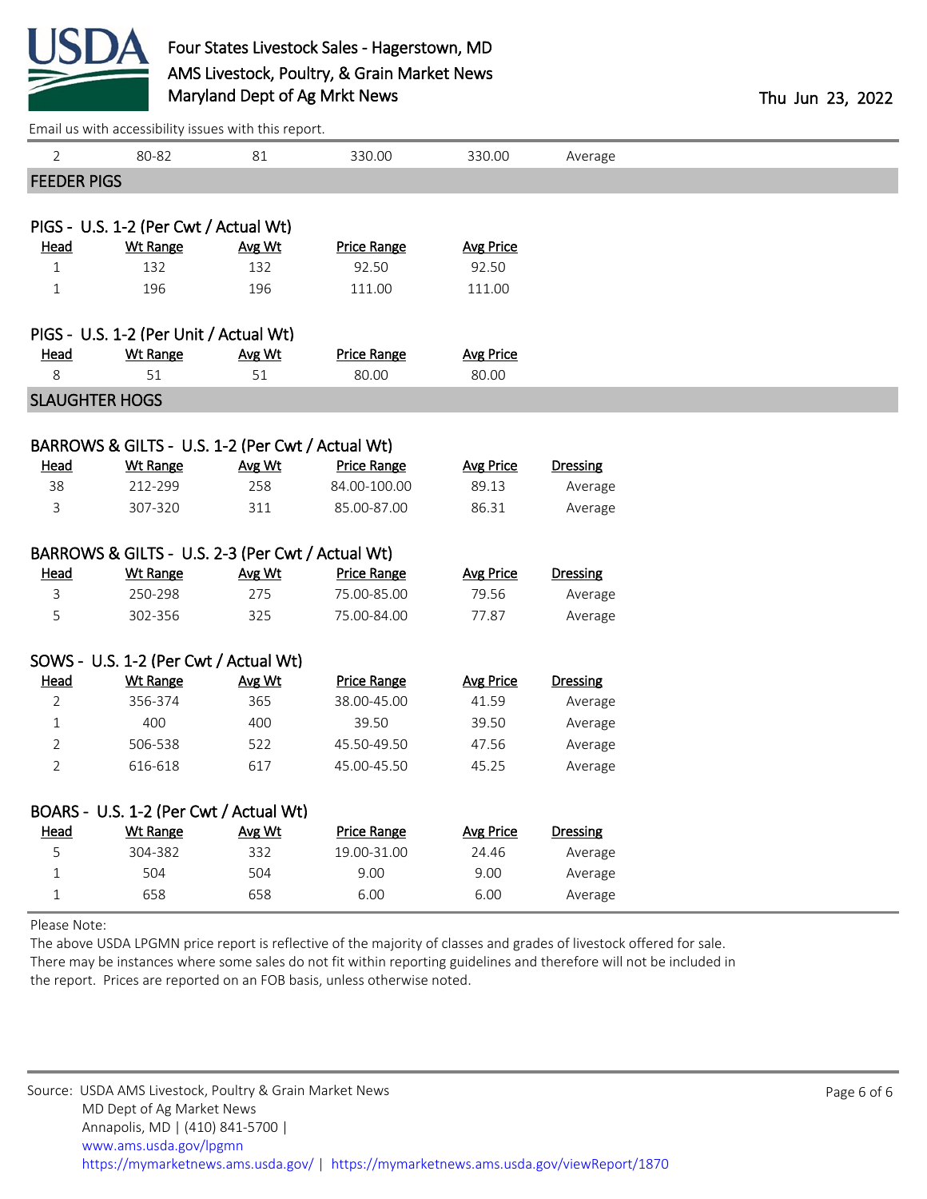Email us with accessibility issues with this report.

| | | | | | |
|---|---|---|---|---|---|
| 2 | 80-82 | 81 | 330.00 | 330.00 | Average |

## FEEDER PIGS

### PIGS - U.S. 1-2 (Per Cwt / Actual Wt)

| Head | Wt Range | Avg Wt | Price Range | Avg Price |
|---|---|---|---|---|
| 1 | 132 | 132 | 92.50 | 92.50 |
| 1 | 196 | 196 | 111.00 | 111.00 |

### PIGS - U.S. 1-2 (Per Unit / Actual Wt)

| Head | Wt Range | Avg Wt | Price Range | Avg Price |
|---|---|---|---|---|
| 8 | 51 | 51 | 80.00 | 80.00 |

## SLAUGHTER HOGS

### BARROWS & GILTS - U.S. 1-2 (Per Cwt / Actual Wt)

| Head | Wt Range | Avg Wt | Price Range | Avg Price | Dressing |
|---|---|---|---|---|---|
| 38 | 212-299 | 258 | 84.00-100.00 | 89.13 | Average |
| 3 | 307-320 | 311 | 85.00-87.00 | 86.31 | Average |

### BARROWS & GILTS - U.S. 2-3 (Per Cwt / Actual Wt)

| Head | Wt Range | Avg Wt | Price Range | Avg Price | Dressing |
|---|---|---|---|---|---|
| 3 | 250-298 | 275 | 75.00-85.00 | 79.56 | Average |
| 5 | 302-356 | 325 | 75.00-84.00 | 77.87 | Average |

### SOWS - U.S. 1-2 (Per Cwt / Actual Wt)

| Head | Wt Range | Avg Wt | Price Range | Avg Price | Dressing |
|---|---|---|---|---|---|
| 2 | 356-374 | 365 | 38.00-45.00 | 41.59 | Average |
| 1 | 400 | 400 | 39.50 | 39.50 | Average |
| 2 | 506-538 | 522 | 45.50-49.50 | 47.56 | Average |
| 2 | 616-618 | 617 | 45.00-45.50 | 45.25 | Average |

### BOARS - U.S. 1-2 (Per Cwt / Actual Wt)

| Head | Wt Range | Avg Wt | Price Range | Avg Price | Dressing |
|---|---|---|---|---|---|
| 5 | 304-382 | 332 | 19.00-31.00 | 24.46 | Average |
| 1 | 504 | 504 | 9.00 | 9.00 | Average |
| 1 | 658 | 658 | 6.00 | 6.00 | Average |

Please Note:
The above USDA LPGMN price report is reflective of the majority of classes and grades of livestock offered for sale. There may be instances where some sales do not fit within reporting guidelines and therefore will not be included in the report. Prices are reported on an FOB basis, unless otherwise noted.

Source: USDA AMS Livestock, Poultry & Grain Market News
MD Dept of Ag Market News
Annapolis, MD | (410) 841-5700 |
www.ams.usda.gov/lpgmn
https://mymarketnews.ams.usda.gov/ | https://mymarketnews.ams.usda.gov/viewReport/1870